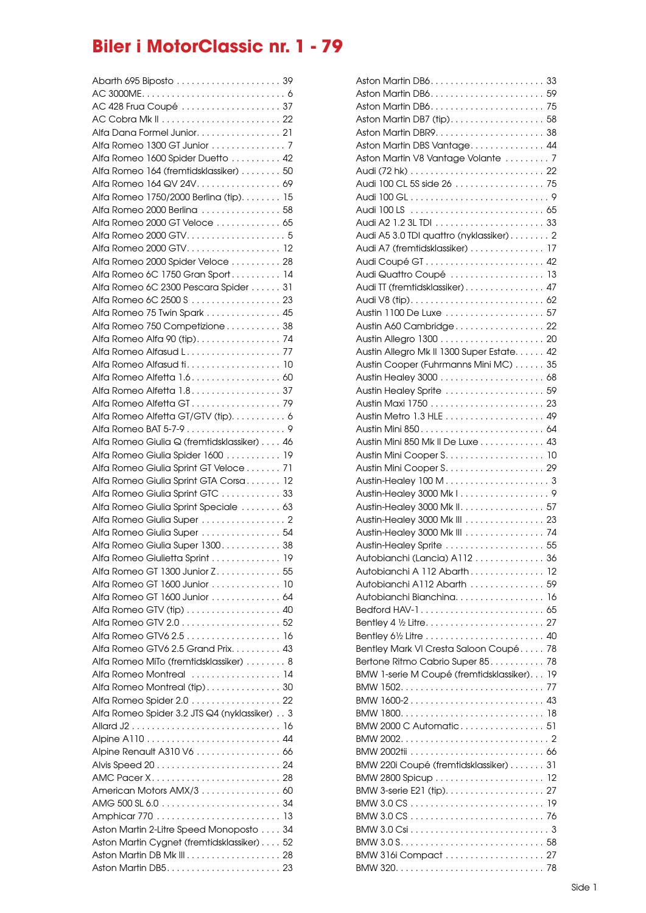# Biler i MotorClassic nr. 1 - 79

Abarth 695 Biposto . . . . . 39
AC 3000ME. . . . . 6
AC 428 Frua Coupé . . . . . 37
AC Cobra Mk II . . . . . 22
Alfa Dana Formel Junior. . . . . 21
Alfa Romeo 1300 GT Junior . . . . . 7
Alfa Romeo 1600 Spider Duetto . . . . . 42
Alfa Romeo 164 (fremtidsklassiker) . . . . . 50
Alfa Romeo 164 QV 24V. . . . . 69
Alfa Romeo 1750/2000 Berlina (tip). . . . . 15
Alfa Romeo 2000 Berlina . . . . . 58
Alfa Romeo 2000 GT Veloce . . . . . 65
Alfa Romeo 2000 GTV. . . . . 5
Alfa Romeo 2000 GTV. . . . . 12
Alfa Romeo 2000 Spider Veloce . . . . . 28
Alfa Romeo 6C 1750 Gran Sport. . . . . 14
Alfa Romeo 6C 2300 Pescara Spider . . . . . 31
Alfa Romeo 6C 2500 S . . . . . 23
Alfa Romeo 75 Twin Spark . . . . . 45
Alfa Romeo 750 Competizione . . . . . 38
Alfa Romeo Alfa 90 (tip). . . . . 74
Alfa Romeo Alfasud L. . . . . 77
Alfa Romeo Alfasud ti. . . . . 10
Alfa Romeo Alfetta 1.6. . . . . 60
Alfa Romeo Alfetta 1.8. . . . . 37
Alfa Romeo Alfetta GT. . . . . 79
Alfa Romeo Alfetta GT/GTV (tip). . . . . 6
Alfa Romeo BAT 5-7-9 . . . . . 9
Alfa Romeo Giulia Q (fremtidsklassiker) . . . . 46
Alfa Romeo Giulia Spider 1600 . . . . . 19
Alfa Romeo Giulia Sprint GT Veloce . . . . . 71
Alfa Romeo Giulia Sprint GTA Corsa. . . . . 12
Alfa Romeo Giulia Sprint GTC . . . . . 33
Alfa Romeo Giulia Sprint Speciale . . . . . 63
Alfa Romeo Giulia Super . . . . . 2
Alfa Romeo Giulia Super . . . . . 54
Alfa Romeo Giulia Super 1300. . . . . 38
Alfa Romeo Giulietta Sprint . . . . . 19
Alfa Romeo GT 1300 Junior Z. . . . . 55
Alfa Romeo GT 1600 Junior . . . . . 10
Alfa Romeo GT 1600 Junior . . . . . 64
Alfa Romeo GTV (tip) . . . . . 40
Alfa Romeo GTV 2.0 . . . . . 52
Alfa Romeo GTV6 2.5 . . . . . 16
Alfa Romeo GTV6 2.5 Grand Prix. . . . . 43
Alfa Romeo MiTo (fremtidsklassiker) . . . . . 8
Alfa Romeo Montreal . . . . . 14
Alfa Romeo Montreal (tip). . . . . 30
Alfa Romeo Spider 2.0 . . . . . 22
Alfa Romeo Spider 3.2 JTS Q4 (nyklassiker) . . 3
Allard J2 . . . . . 16
Alpine A110 . . . . . 44
Alpine Renault A310 V6 . . . . . 66
Alvis Speed 20 . . . . . 24
AMC Pacer X. . . . . 28
American Motors AMX/3 . . . . . 60
AMG 500 SL 6.0 . . . . . 34
Amphicar 770 . . . . . 13
Aston Martin 2-Litre Speed Monoposto . . . . 34
Aston Martin Cygnet (fremtidsklassiker) . . . . 52
Aston Martin DB Mk III . . . . . 28
Aston Martin DB5. . . . . 23
Aston Martin DB6. . . . . 33
Aston Martin DB6. . . . . 59
Aston Martin DB6. . . . . 75
Aston Martin DB7 (tip). . . . . 58
Aston Martin DBR9. . . . . 38
Aston Martin DBS Vantage. . . . . 44
Aston Martin V8 Vantage Volante . . . . . 7
Audi (72 hk) . . . . . 22
Audi 100 CL 5S side 26 . . . . . 75
Audi 100 GL . . . . . 9
Audi 100 LS . . . . . 65
Audi A2 1.2 3L TDI . . . . . 33
Audi A5 3.0 TDI quattro (nyklassiker) . . . . . 2
Audi A7 (fremtidsklassiker) . . . . . 17
Audi Coupé GT . . . . . 42
Audi Quattro Coupé . . . . . 13
Audi TT (fremtidsklassiker) . . . . . 47
Audi V8 (tip). . . . . 62
Austin 1100 De Luxe . . . . . 57
Austin A60 Cambridge. . . . . 22
Austin Allegro 1300 . . . . . 20
Austin Allegro Mk II 1300 Super Estate. . . . . 42
Austin Cooper (Fuhrmanns Mini MC) . . . . . 35
Austin Healey 3000 . . . . . 68
Austin Healey Sprite . . . . . 59
Austin Maxi 1750 . . . . . 23
Austin Metro 1.3 HLE . . . . . 49
Austin Mini 850. . . . . 64
Austin Mini 850 Mk II De Luxe . . . . . 43
Austin Mini Cooper S. . . . . 10
Austin Mini Cooper S. . . . . 29
Austin-Healey 100 M. . . . . 3
Austin-Healey 3000 Mk I . . . . . 9
Austin-Healey 3000 Mk II. . . . . 57
Austin-Healey 3000 Mk III . . . . . 23
Austin-Healey 3000 Mk III . . . . . 74
Austin-Healey Sprite . . . . . 55
Autobianchi (Lancia) A112 . . . . . 36
Autobianchi A 112 Abarth. . . . . 12
Autobianchi A112 Abarth . . . . . 59
Autobianchi Bianchina. . . . . 16
Bedford HAV-1. . . . . 65
Bentley 4 ½ Litre. . . . . 27
Bentley 6½ Litre . . . . . 40
Bentley Mark VI Cresta Saloon Coupé. . . . . 78
Bertone Ritmo Cabrio Super 85. . . . . 78
BMW 1-serie M Coupé (fremtidsklassiker). . . 19
BMW 1502. . . . . 77
BMW 1600-2 . . . . . 43
BMW 1800. . . . . 18
BMW 2000 C Automatic. . . . . 51
BMW 2002. . . . . 2
BMW 2002tii . . . . . 66
BMW 220i Coupé (fremtidsklassiker) . . . . . 31
BMW 2800 Spicup . . . . . 12
BMW 3-serie E21 (tip). . . . . 27
BMW 3.0 CS . . . . . 19
BMW 3.0 CS . . . . . 76
BMW 3.0 Csi . . . . . 3
BMW 3.0 S. . . . . 58
BMW 316i Compact . . . . . 27
BMW 320. . . . . 78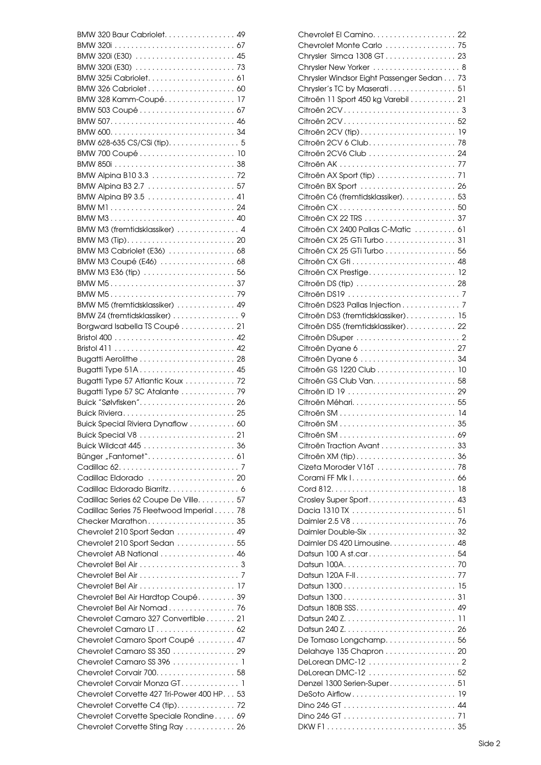BMW 320 Baur Cabriolet. . . . . . . . . . . . . . . . . 49
BMW 320i . . . . . . . . . . . . . . . . . . . . . . . . . . . . 67
BMW 320i (E30) . . . . . . . . . . . . . . . . . . . . . . . 45
BMW 320i (E30) . . . . . . . . . . . . . . . . . . . . . . . 73
BMW 325i Cabriolet. . . . . . . . . . . . . . . . . . . . 61
BMW 326 Cabriolet . . . . . . . . . . . . . . . . . . . . 60
BMW 328 Kamm-Coupé. . . . . . . . . . . . . . . . . 17
BMW 503 Coupé . . . . . . . . . . . . . . . . . . . . . . 67
BMW 507. . . . . . . . . . . . . . . . . . . . . . . . . . . . . 46
BMW 600. . . . . . . . . . . . . . . . . . . . . . . . . . . . . 34
BMW 628-635 CS/CSi (tip). . . . . . . . . . . . . . . . 5
BMW 700 Coupé . . . . . . . . . . . . . . . . . . . . . . 10
BMW 850i . . . . . . . . . . . . . . . . . . . . . . . . . . . . 38
BMW Alpina B10 3.3 . . . . . . . . . . . . . . . . . . . 72
BMW Alpina B3 2.7 . . . . . . . . . . . . . . . . . . . . 57
BMW Alpina B9 3.5 . . . . . . . . . . . . . . . . . . . . 41
BMW M1 . . . . . . . . . . . . . . . . . . . . . . . . . . . . . 24
BMW M3 . . . . . . . . . . . . . . . . . . . . . . . . . . . . . 40
BMW M3 (fremtidsklassiker) . . . . . . . . . . . . . . 4
BMW M3 (Tip). . . . . . . . . . . . . . . . . . . . . . . . . 20
BMW M3 Cabriolet (E36) . . . . . . . . . . . . . . . 68
BMW M3 Coupé (E46) . . . . . . . . . . . . . . . . . 68
BMW M3 E36 (tip) . . . . . . . . . . . . . . . . . . . . . 56
BMW M5 . . . . . . . . . . . . . . . . . . . . . . . . . . . . . 37
BMW M5 . . . . . . . . . . . . . . . . . . . . . . . . . . . . . 79
BMW M5 (fremtidsklassiker) . . . . . . . . . . . . . 49
BMW Z4 (fremtidsklassiker) . . . . . . . . . . . . . . . 9
Borgward Isabella TS Coupé . . . . . . . . . . . . 21
Bristol 400 . . . . . . . . . . . . . . . . . . . . . . . . . . . . 42
Bristol 411 . . . . . . . . . . . . . . . . . . . . . . . . . . . . 42
Bugatti Aerolithe . . . . . . . . . . . . . . . . . . . . . . 28
Bugatti Type 51A . . . . . . . . . . . . . . . . . . . . . . 45
Bugatti Type 57 Atlantic Koux . . . . . . . . . . . 72
Bugatti Type 57 SC Atalante . . . . . . . . . . . . 79
Buick "Sølvfisken". . . . . . . . . . . . . . . . . . . . . . 26
Buick Riviera. . . . . . . . . . . . . . . . . . . . . . . . . . 25
Buick Special Riviera Dynaflow . . . . . . . . . . 60
Buick Special V8 . . . . . . . . . . . . . . . . . . . . . . 21
Buick Wildcat 445 . . . . . . . . . . . . . . . . . . . . . 36
Bünger „Fantomet". . . . . . . . . . . . . . . . . . . . . 61
Cadillac 62. . . . . . . . . . . . . . . . . . . . . . . . . . . . 7
Cadillac Eldorado . . . . . . . . . . . . . . . . . . . . 20
Cadillac Eldorado Biarritz. . . . . . . . . . . . . . . . 6
Cadillac Series 62 Coupe De Ville. . . . . . . . . 57
Cadillac Series 75 Fleetwood Imperial . . . . . 78
Checker Marathon . . . . . . . . . . . . . . . . . . . . 35
Chevrolet 210 Sport Sedan . . . . . . . . . . . . . 49
Chevrolet 210 Sport Sedan . . . . . . . . . . . . . 55
Chevrolet AB National . . . . . . . . . . . . . . . . . 46
Chevrolet Bel Air . . . . . . . . . . . . . . . . . . . . . . . 3
Chevrolet Bel Air . . . . . . . . . . . . . . . . . . . . . . . 7
Chevrolet Bel Air . . . . . . . . . . . . . . . . . . . . . . 17
Chevrolet Bel Air Hardtop Coupé. . . . . . . . . 39
Chevrolet Bel Air Nomad . . . . . . . . . . . . . . . 76
Chevrolet Camaro 327 Convertible . . . . . . . 21
Chevrolet Camaro LT . . . . . . . . . . . . . . . . . . 62
Chevrolet Camaro Sport Coupé . . . . . . . . . 47
Chevrolet Camaro SS 350 . . . . . . . . . . . . . . 29
Chevrolet Camaro SS 396 . . . . . . . . . . . . . . . 1
Chevrolet Corvair 700. . . . . . . . . . . . . . . . . . 58
Chevrolet Corvair Monza GT. . . . . . . . . . . . . . 1
Chevrolet Corvette 427 Tri-Power 400 HP. . . 53
Chevrolet Corvette C4 (tip). . . . . . . . . . . . . . 72
Chevrolet Corvette Speciale Rondine. . . . . 69
Chevrolet Corvette Sting Ray . . . . . . . . . . . 26
Chevrolet El Camino. . . . . . . . . . . . . . . . . . . 22
Chevrolet Monte Carlo . . . . . . . . . . . . . . . . 75
Chrysler Simca 1308 GT . . . . . . . . . . . . . . . . 23
Chrysler New Yorker . . . . . . . . . . . . . . . . . . . . 8
Chrysler Windsor Eight Passenger Sedan . . . 73
Chrysler's TC by Maserati . . . . . . . . . . . . . . . 51
Citroën 11 Sport 450 kg Varebil . . . . . . . . . . 21
Citroën 2CV . . . . . . . . . . . . . . . . . . . . . . . . . . . 3
Citroën 2CV . . . . . . . . . . . . . . . . . . . . . . . . . . 52
Citroën 2CV (tip) . . . . . . . . . . . . . . . . . . . . . . 19
Citroën 2CV 6 Club. . . . . . . . . . . . . . . . . . . . 78
Citroën 2CV6 Club . . . . . . . . . . . . . . . . . . . . 24
Citroën AK . . . . . . . . . . . . . . . . . . . . . . . . . . . 77
Citroën AX Sport (tip) . . . . . . . . . . . . . . . . . . 71
Citroën BX Sport . . . . . . . . . . . . . . . . . . . . . . 26
Citroën C6 (fremtidsklassiker). . . . . . . . . . . . 53
Citroën CX . . . . . . . . . . . . . . . . . . . . . . . . . . . 50
Citroën CX 22 TRS . . . . . . . . . . . . . . . . . . . . . 37
Citroën CX 2400 Pallas C-Matic . . . . . . . . . 61
Citroën CX 25 GTi Turbo . . . . . . . . . . . . . . . . 31
Citroën CX 25 GTi Turbo . . . . . . . . . . . . . . . . 56
Citroën CX Gti . . . . . . . . . . . . . . . . . . . . . . . . 48
Citroën CX Prestige. . . . . . . . . . . . . . . . . . . . 12
Citroën DS (tip) . . . . . . . . . . . . . . . . . . . . . . . 28
Citroën DS19 . . . . . . . . . . . . . . . . . . . . . . . . . . 7
Citroën DS23 Pallas Injection . . . . . . . . . . . . . 7
Citroën DS3 (fremtidsklassiker). . . . . . . . . . . 15
Citroën DS5 (fremtidsklassiker). . . . . . . . . . . 22
Citroën DSuper . . . . . . . . . . . . . . . . . . . . . . . . 2
Citroën Dyane 6 . . . . . . . . . . . . . . . . . . . . . . 27
Citroën Dyane 6 . . . . . . . . . . . . . . . . . . . . . . 34
Citroën GS 1220 Club . . . . . . . . . . . . . . . . . . 10
Citroën GS Club Van. . . . . . . . . . . . . . . . . . . 58
Citroën ID 19 . . . . . . . . . . . . . . . . . . . . . . . . . 29
Citroën Méhari. . . . . . . . . . . . . . . . . . . . . . . . 55
Citroën SM . . . . . . . . . . . . . . . . . . . . . . . . . . . 14
Citroën SM . . . . . . . . . . . . . . . . . . . . . . . . . . . 35
Citroën SM . . . . . . . . . . . . . . . . . . . . . . . . . . . 69
Citroën Traction Avant . . . . . . . . . . . . . . . . . 33
Citroën XM (tip) . . . . . . . . . . . . . . . . . . . . . . . 36
Cizeta Moroder V16T . . . . . . . . . . . . . . . . . . 78
Corami FF Mk I . . . . . . . . . . . . . . . . . . . . . . . . 66
Cord 812. . . . . . . . . . . . . . . . . . . . . . . . . . . . . 18
Crosley Super Sport. . . . . . . . . . . . . . . . . . . . 43
Dacia 1310 TX . . . . . . . . . . . . . . . . . . . . . . . . 51
Daimler 2.5 V8 . . . . . . . . . . . . . . . . . . . . . . . . 76
Daimler Double-Six . . . . . . . . . . . . . . . . . . . . 32
Daimler DS 420 Limousine. . . . . . . . . . . . . . . 48
Datsun 100 A st.car . . . . . . . . . . . . . . . . . . . . 54
Datsun 100A. . . . . . . . . . . . . . . . . . . . . . . . . . 70
Datsun 120A F-II. . . . . . . . . . . . . . . . . . . . . . . 77
Datsun 1300 . . . . . . . . . . . . . . . . . . . . . . . . . . 15
Datsun 1300 . . . . . . . . . . . . . . . . . . . . . . . . . . 31
Datsun 180B SSS. . . . . . . . . . . . . . . . . . . . . . . 49
Datsun 240 Z. . . . . . . . . . . . . . . . . . . . . . . . . . 11
Datsun 240 Z. . . . . . . . . . . . . . . . . . . . . . . . . . 26
De Tomaso Longchamp. . . . . . . . . . . . . . . . 56
Delahaye 135 Chapron . . . . . . . . . . . . . . . . 20
DeLorean DMC-12 . . . . . . . . . . . . . . . . . . . . . 2
DeLorean DMC-12 . . . . . . . . . . . . . . . . . . . . 52
Denzel 1300 Serien-Super . . . . . . . . . . . . . . . 51
DeSoto Airflow . . . . . . . . . . . . . . . . . . . . . . . . 19
Dino 246 GT . . . . . . . . . . . . . . . . . . . . . . . . . . 44
Dino 246 GT . . . . . . . . . . . . . . . . . . . . . . . . . . 71
DKW F1 . . . . . . . . . . . . . . . . . . . . . . . . . . . . . . 35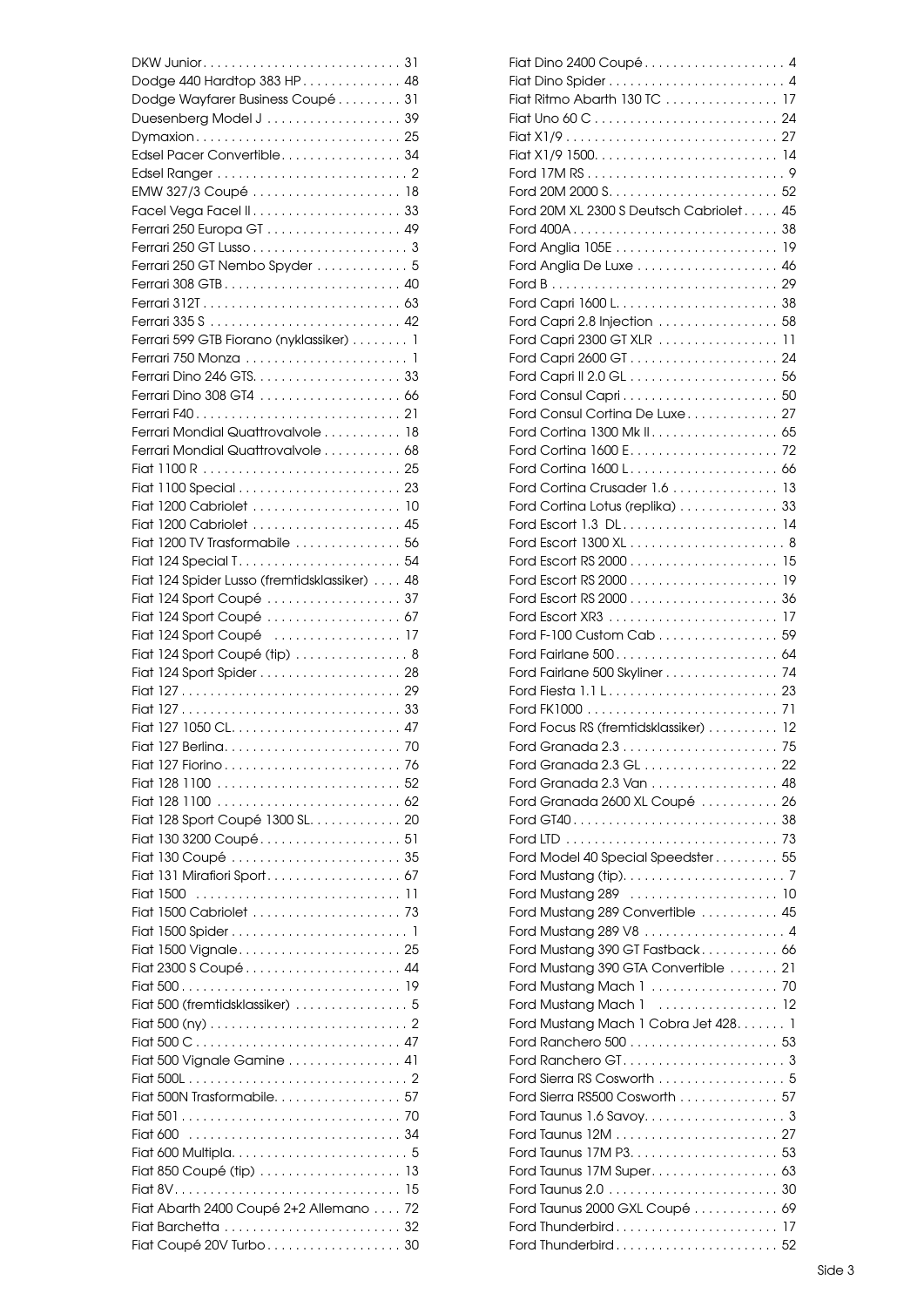DKW Junior . . . . . . . . . . . . . . . . . . . . . . . . . . . . 31
Dodge 440 Hardtop 383 HP . . . . . . . . . . . . . . 48
Dodge Wayfarer Business Coupé . . . . . . . . . 31
Duesenberg Model J . . . . . . . . . . . . . . . . . . . 39
Dymaxion . . . . . . . . . . . . . . . . . . . . . . . . . . . . 25
Edsel Pacer Convertible . . . . . . . . . . . . . . . . . 34
Edsel Ranger . . . . . . . . . . . . . . . . . . . . . . . . . . . 2
EMW 327/3 Coupé . . . . . . . . . . . . . . . . . . . . . 18
Facel Vega Facel II . . . . . . . . . . . . . . . . . . . . . 33
Ferrari 250 Europa GT . . . . . . . . . . . . . . . . . . . 49
Ferrari 250 GT Lusso . . . . . . . . . . . . . . . . . . . . . . 3
Ferrari 250 GT Nembo Spyder . . . . . . . . . . . . . 5
Ferrari 308 GTB . . . . . . . . . . . . . . . . . . . . . . . . . 40
Ferrari 312T . . . . . . . . . . . . . . . . . . . . . . . . . . . . 63
Ferrari 335 S . . . . . . . . . . . . . . . . . . . . . . . . . . . 42
Ferrari 599 GTB Fiorano (nyklassiker) . . . . . . . . 1
Ferrari 750 Monza . . . . . . . . . . . . . . . . . . . . . . . 1
Ferrari Dino 246 GTS. . . . . . . . . . . . . . . . . . . . . 33
Ferrari Dino 308 GT4 . . . . . . . . . . . . . . . . . . . . 66
Ferrari F40 . . . . . . . . . . . . . . . . . . . . . . . . . . . . . 21
Ferrari Mondial Quattrovalvole . . . . . . . . . . . 18
Ferrari Mondial Quattrovalvole . . . . . . . . . . . 68
Fiat 1100 R . . . . . . . . . . . . . . . . . . . . . . . . . . . . 25
Fiat 1100 Special . . . . . . . . . . . . . . . . . . . . . . . 23
Fiat 1200 Cabriolet . . . . . . . . . . . . . . . . . . . . . 10
Fiat 1200 Cabriolet . . . . . . . . . . . . . . . . . . . . . 45
Fiat 1200 TV Trasformabile . . . . . . . . . . . . . . . 56
Fiat 124 Special T . . . . . . . . . . . . . . . . . . . . . . . 54
Fiat 124 Spider Lusso (fremtidsklassiker) . . . . 48
Fiat 124 Sport Coupé . . . . . . . . . . . . . . . . . . . 37
Fiat 124 Sport Coupé . . . . . . . . . . . . . . . . . . . 67
Fiat 124 Sport Coupé . . . . . . . . . . . . . . . . . . . 17
Fiat 124 Sport Coupé (tip) . . . . . . . . . . . . . . . . 8
Fiat 124 Sport Spider . . . . . . . . . . . . . . . . . . . . 28
Fiat 127 . . . . . . . . . . . . . . . . . . . . . . . . . . . . . . . 29
Fiat 127 . . . . . . . . . . . . . . . . . . . . . . . . . . . . . . . 33
Fiat 127 1050 CL. . . . . . . . . . . . . . . . . . . . . . . . 47
Fiat 127 Berlina. . . . . . . . . . . . . . . . . . . . . . . . . 70
Fiat 127 Fiorino . . . . . . . . . . . . . . . . . . . . . . . . . 76
Fiat 128 1100 . . . . . . . . . . . . . . . . . . . . . . . . . . 52
Fiat 128 1100 . . . . . . . . . . . . . . . . . . . . . . . . . . 62
Fiat 128 Sport Coupé 1300 SL. . . . . . . . . . . . . 20
Fiat 130 3200 Coupé . . . . . . . . . . . . . . . . . . . . 51
Fiat 130 Coupé . . . . . . . . . . . . . . . . . . . . . . . . 35
Fiat 131 Mirafiori Sport . . . . . . . . . . . . . . . . . . . 67
Fiat 1500 . . . . . . . . . . . . . . . . . . . . . . . . . . . . . 11
Fiat 1500 Cabriolet . . . . . . . . . . . . . . . . . . . . . 73
Fiat 1500 Spider . . . . . . . . . . . . . . . . . . . . . . . . . 1
Fiat 1500 Vignale . . . . . . . . . . . . . . . . . . . . . . . 25
Fiat 2300 S Coupé . . . . . . . . . . . . . . . . . . . . . . 44
Fiat 500 . . . . . . . . . . . . . . . . . . . . . . . . . . . . . . . 19
Fiat 500 (fremtidsklassiker) . . . . . . . . . . . . . . . . 5
Fiat 500 (ny) . . . . . . . . . . . . . . . . . . . . . . . . . . . . 2
Fiat 500 C . . . . . . . . . . . . . . . . . . . . . . . . . . . . . 47
Fiat 500 Vignale Gamine . . . . . . . . . . . . . . . . 41
Fiat 500L . . . . . . . . . . . . . . . . . . . . . . . . . . . . . . . 2
Fiat 500N Trasformabile. . . . . . . . . . . . . . . . . . 57
Fiat 501 . . . . . . . . . . . . . . . . . . . . . . . . . . . . . . . 70
Fiat 600 . . . . . . . . . . . . . . . . . . . . . . . . . . . . . . 34
Fiat 600 Multipla. . . . . . . . . . . . . . . . . . . . . . . . . 5
Fiat 850 Coupé (tip) . . . . . . . . . . . . . . . . . . . . 13
Fiat 8V. . . . . . . . . . . . . . . . . . . . . . . . . . . . . . . . 15
Fiat Abarth 2400 Coupé 2+2 Allemano . . . . 72
Fiat Barchetta . . . . . . . . . . . . . . . . . . . . . . . . . 32
Fiat Coupé 20V Turbo . . . . . . . . . . . . . . . . . . . 30
Fiat Dino 2400 Coupé . . . . . . . . . . . . . . . . . . . . 4
Fiat Dino Spider . . . . . . . . . . . . . . . . . . . . . . . . . 4
Fiat Ritmo Abarth 130 TC . . . . . . . . . . . . . . . . 17
Fiat Uno 60 C . . . . . . . . . . . . . . . . . . . . . . . . . . 24
Fiat X1/9 . . . . . . . . . . . . . . . . . . . . . . . . . . . . . . 27
Fiat X1/9 1500. . . . . . . . . . . . . . . . . . . . . . . . . . 14
Ford 17M RS . . . . . . . . . . . . . . . . . . . . . . . . . . . . 9
Ford 20M 2000 S. . . . . . . . . . . . . . . . . . . . . . . . 52
Ford 20M XL 2300 S Deutsch Cabriolet . . . . . 45
Ford 400A . . . . . . . . . . . . . . . . . . . . . . . . . . . . . 38
Ford Anglia 105E . . . . . . . . . . . . . . . . . . . . . . . 19
Ford Anglia De Luxe . . . . . . . . . . . . . . . . . . . . 46
Ford B . . . . . . . . . . . . . . . . . . . . . . . . . . . . . . . . 29
Ford Capri 1600 L. . . . . . . . . . . . . . . . . . . . . . . 38
Ford Capri 2.8 Injection . . . . . . . . . . . . . . . . . 58
Ford Capri 2300 GT XLR . . . . . . . . . . . . . . . . . 11
Ford Capri 2600 GT . . . . . . . . . . . . . . . . . . . . . 24
Ford Capri II 2.0 GL . . . . . . . . . . . . . . . . . . . . . 56
Ford Consul Capri . . . . . . . . . . . . . . . . . . . . . . 50
Ford Consul Cortina De Luxe . . . . . . . . . . . . . 27
Ford Cortina 1300 Mk II . . . . . . . . . . . . . . . . . . 65
Ford Cortina 1600 E . . . . . . . . . . . . . . . . . . . . . 72
Ford Cortina 1600 L . . . . . . . . . . . . . . . . . . . . . 66
Ford Cortina Crusader 1.6 . . . . . . . . . . . . . . . 13
Ford Cortina Lotus (replika) . . . . . . . . . . . . . . 33
Ford Escort 1.3 DL . . . . . . . . . . . . . . . . . . . . . . 14
Ford Escort 1300 XL . . . . . . . . . . . . . . . . . . . . . . 8
Ford Escort RS 2000 . . . . . . . . . . . . . . . . . . . . . 15
Ford Escort RS 2000 . . . . . . . . . . . . . . . . . . . . . 19
Ford Escort RS 2000 . . . . . . . . . . . . . . . . . . . . . 36
Ford Escort XR3 . . . . . . . . . . . . . . . . . . . . . . . . 17
Ford F-100 Custom Cab . . . . . . . . . . . . . . . . . 59
Ford Fairlane 500 . . . . . . . . . . . . . . . . . . . . . . . 64
Ford Fairlane 500 Skyliner . . . . . . . . . . . . . . . . 74
Ford Fiesta 1.1 L . . . . . . . . . . . . . . . . . . . . . . . . 23
Ford FK1000 . . . . . . . . . . . . . . . . . . . . . . . . . . . 71
Ford Focus RS (fremtidsklassiker) . . . . . . . . . . 12
Ford Granada 2.3 . . . . . . . . . . . . . . . . . . . . . . 75
Ford Granada 2.3 GL . . . . . . . . . . . . . . . . . . . 22
Ford Granada 2.3 Van . . . . . . . . . . . . . . . . . . 48
Ford Granada 2600 XL Coupé . . . . . . . . . . . 26
Ford GT40 . . . . . . . . . . . . . . . . . . . . . . . . . . . . . 38
Ford LTD . . . . . . . . . . . . . . . . . . . . . . . . . . . . . . 73
Ford Model 40 Special Speedster . . . . . . . . . 55
Ford Mustang (tip). . . . . . . . . . . . . . . . . . . . . . . 7
Ford Mustang 289 . . . . . . . . . . . . . . . . . . . . . 10
Ford Mustang 289 Convertible . . . . . . . . . . . 45
Ford Mustang 289 V8 . . . . . . . . . . . . . . . . . . . . 4
Ford Mustang 390 GT Fastback . . . . . . . . . . . 66
Ford Mustang 390 GTA Convertible . . . . . . . 21
Ford Mustang Mach 1 . . . . . . . . . . . . . . . . . . 70
Ford Mustang Mach 1 . . . . . . . . . . . . . . . . . 12
Ford Mustang Mach 1 Cobra Jet 428. . . . . . . 1
Ford Ranchero 500 . . . . . . . . . . . . . . . . . . . . . 53
Ford Ranchero GT. . . . . . . . . . . . . . . . . . . . . . . . 3
Ford Sierra RS Cosworth . . . . . . . . . . . . . . . . . . 5
Ford Sierra RS500 Cosworth . . . . . . . . . . . . . . 57
Ford Taunus 1.6 Savoy. . . . . . . . . . . . . . . . . . . . 3
Ford Taunus 12M . . . . . . . . . . . . . . . . . . . . . . . 27
Ford Taunus 17M P3. . . . . . . . . . . . . . . . . . . . . 53
Ford Taunus 17M Super. . . . . . . . . . . . . . . . . . 63
Ford Taunus 2.0 . . . . . . . . . . . . . . . . . . . . . . . . 30
Ford Taunus 2000 GXL Coupé . . . . . . . . . . . . 69
Ford Thunderbird . . . . . . . . . . . . . . . . . . . . . . . 17
Ford Thunderbird . . . . . . . . . . . . . . . . . . . . . . . 52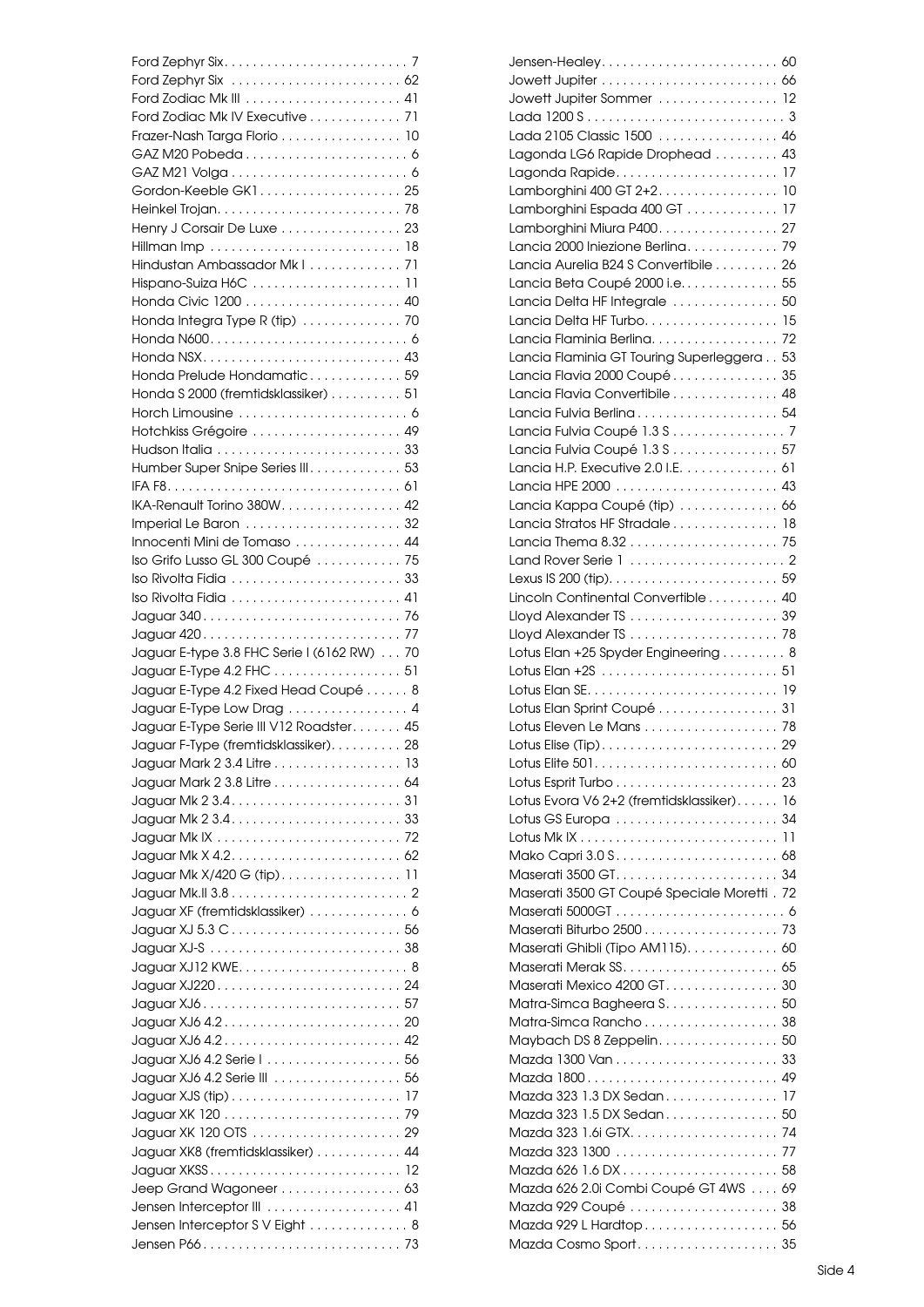Ford Zephyr Six . . . . . . . . . . . . . . . . . . . . . . . . . . 7
Ford Zephyr Six . . . . . . . . . . . . . . . . . . . . . . . . 62
Ford Zodiac Mk III . . . . . . . . . . . . . . . . . . . . . . 41
Ford Zodiac Mk IV Executive . . . . . . . . . . . . . 71
Frazer-Nash Targa Florio . . . . . . . . . . . . . . . . . 10
GAZ M20 Pobeda . . . . . . . . . . . . . . . . . . . . . . . 6
GAZ M21 Volga . . . . . . . . . . . . . . . . . . . . . . . . . 6
Gordon-Keeble GK1 . . . . . . . . . . . . . . . . . . . . 25
Heinkel Trojan . . . . . . . . . . . . . . . . . . . . . . . . . . 78
Henry J Corsair De Luxe . . . . . . . . . . . . . . . . . 23
Hillman Imp . . . . . . . . . . . . . . . . . . . . . . . . . . . 18
Hindustan Ambassador Mk I . . . . . . . . . . . . . 71
Hispano-Suiza H6C . . . . . . . . . . . . . . . . . . . . . 11
Honda Civic 1200 . . . . . . . . . . . . . . . . . . . . . . 40
Honda Integra Type R (tip) . . . . . . . . . . . . . . 70
Honda N600 . . . . . . . . . . . . . . . . . . . . . . . . . . . . 6
Honda NSX . . . . . . . . . . . . . . . . . . . . . . . . . . . . 43
Honda Prelude Hondamatic . . . . . . . . . . . . . 59
Honda S 2000 (fremtidsklassiker) . . . . . . . . . . 51
Horch Limousine . . . . . . . . . . . . . . . . . . . . . . . . 6
Hotchkiss Grégoire . . . . . . . . . . . . . . . . . . . . . 49
Hudson Italia . . . . . . . . . . . . . . . . . . . . . . . . . . 33
Humber Super Snipe Series III . . . . . . . . . . . . . 53
IFA F8 . . . . . . . . . . . . . . . . . . . . . . . . . . . . . . . . 61
IKA-Renault Torino 380W . . . . . . . . . . . . . . . . . 42
Imperial Le Baron . . . . . . . . . . . . . . . . . . . . . . 32
Innocenti Mini de Tomaso . . . . . . . . . . . . . . . 44
Iso Grifo Lusso GL 300 Coupé . . . . . . . . . . . . 75
Iso Rivolta Fidia . . . . . . . . . . . . . . . . . . . . . . . . 33
Iso Rivolta Fidia . . . . . . . . . . . . . . . . . . . . . . . . 41
Jaguar 340 . . . . . . . . . . . . . . . . . . . . . . . . . . . . 76
Jaguar 420 . . . . . . . . . . . . . . . . . . . . . . . . . . . . 77
Jaguar E-type 3.8 FHC Serie I (6162 RW) . . . 70
Jaguar E-Type 4.2 FHC . . . . . . . . . . . . . . . . . . 51
Jaguar E-Type 4.2 Fixed Head Coupé . . . . . . 8
Jaguar E-Type Low Drag . . . . . . . . . . . . . . . . . 4
Jaguar E-Type Serie III V12 Roadster . . . . . . . 45
Jaguar F-Type (fremtidsklassiker) . . . . . . . . . . 28
Jaguar Mark 2 3.4 Litre . . . . . . . . . . . . . . . . . . 13
Jaguar Mark 2 3.8 Litre . . . . . . . . . . . . . . . . . . 64
Jaguar Mk 2 3.4 . . . . . . . . . . . . . . . . . . . . . . . . 31
Jaguar Mk 2 3.4 . . . . . . . . . . . . . . . . . . . . . . . . 33
Jaguar Mk IX . . . . . . . . . . . . . . . . . . . . . . . . . . 72
Jaguar Mk X 4.2 . . . . . . . . . . . . . . . . . . . . . . . . 62
Jaguar Mk X/420 G (tip) . . . . . . . . . . . . . . . . . 11
Jaguar Mk.II 3.8 . . . . . . . . . . . . . . . . . . . . . . . . . 2
Jaguar XF (fremtidsklassiker) . . . . . . . . . . . . . . 6
Jaguar XJ 5.3 C . . . . . . . . . . . . . . . . . . . . . . . . 56
Jaguar XJ-S . . . . . . . . . . . . . . . . . . . . . . . . . . . 38
Jaguar XJ12 KWE . . . . . . . . . . . . . . . . . . . . . . . . 8
Jaguar XJ220 . . . . . . . . . . . . . . . . . . . . . . . . . . 24
Jaguar XJ6 . . . . . . . . . . . . . . . . . . . . . . . . . . . . 57
Jaguar XJ6 4.2 . . . . . . . . . . . . . . . . . . . . . . . . . 20
Jaguar XJ6 4.2 . . . . . . . . . . . . . . . . . . . . . . . . . 42
Jaguar XJ6 4.2 Serie I . . . . . . . . . . . . . . . . . . . 56
Jaguar XJ6 4.2 Serie III . . . . . . . . . . . . . . . . . . 56
Jaguar XJS (tip) . . . . . . . . . . . . . . . . . . . . . . . . 17
Jaguar XK 120 . . . . . . . . . . . . . . . . . . . . . . . . . 79
Jaguar XK 120 OTS . . . . . . . . . . . . . . . . . . . . . 29
Jaguar XK8 (fremtidsklassiker) . . . . . . . . . . . . 44
Jaguar XKSS . . . . . . . . . . . . . . . . . . . . . . . . . . . 12
Jeep Grand Wagoneer . . . . . . . . . . . . . . . . . 63
Jensen Interceptor III . . . . . . . . . . . . . . . . . . . 41
Jensen Interceptor S V Eight . . . . . . . . . . . . . . 8
Jensen P66 . . . . . . . . . . . . . . . . . . . . . . . . . . . . 73
Jensen-Healey . . . . . . . . . . . . . . . . . . . . . . . . . 60
Jowett Jupiter . . . . . . . . . . . . . . . . . . . . . . . . . 66
Jowett Jupiter Sommer . . . . . . . . . . . . . . . . . 12
Lada 1200 S . . . . . . . . . . . . . . . . . . . . . . . . . . . 3
Lada 2105 Classic 1500 . . . . . . . . . . . . . . . . . 46
Lagonda LG6 Rapide Drophead . . . . . . . . . 43
Lagonda Rapide . . . . . . . . . . . . . . . . . . . . . . . 17
Lamborghini 400 GT 2+2 . . . . . . . . . . . . . . . . 10
Lamborghini Espada 400 GT . . . . . . . . . . . . 17
Lamborghini Miura P400 . . . . . . . . . . . . . . . . . 27
Lancia 2000 Iniezione Berlina . . . . . . . . . . . . 79
Lancia Aurelia B24 S Convertibile . . . . . . . . . 26
Lancia Beta Coupé 2000 i.e. . . . . . . . . . . . . . 55
Lancia Delta HF Integrale . . . . . . . . . . . . . . . 50
Lancia Delta HF Turbo . . . . . . . . . . . . . . . . . . . 15
Lancia Flaminia Berlina . . . . . . . . . . . . . . . . . . 72
Lancia Flaminia GT Touring Superleggera . . 53
Lancia Flavia 2000 Coupé . . . . . . . . . . . . . . . 35
Lancia Flavia Convertibile . . . . . . . . . . . . . . . 48
Lancia Fulvia Berlina . . . . . . . . . . . . . . . . . . . . 54
Lancia Fulvia Coupé 1.3 S . . . . . . . . . . . . . . . . 7
Lancia Fulvia Coupé 1.3 S . . . . . . . . . . . . . . . 57
Lancia H.P. Executive 2.0 I.E. . . . . . . . . . . . . 61
Lancia HPE 2000 . . . . . . . . . . . . . . . . . . . . . . . 43
Lancia Kappa Coupé (tip) . . . . . . . . . . . . . . 66
Lancia Stratos HF Stradale . . . . . . . . . . . . . . . 18
Lancia Thema 8.32 . . . . . . . . . . . . . . . . . . . . . 75
Land Rover Serie 1 . . . . . . . . . . . . . . . . . . . . . . 2
Lexus IS 200 (tip) . . . . . . . . . . . . . . . . . . . . . . . 59
Lincoln Continental Convertible . . . . . . . . . . 40
Lloyd Alexander TS . . . . . . . . . . . . . . . . . . . . . 39
Lloyd Alexander TS . . . . . . . . . . . . . . . . . . . . . 78
Lotus Elan +25 Spyder Engineering . . . . . . . . . 8
Lotus Elan +2S . . . . . . . . . . . . . . . . . . . . . . . . . 51
Lotus Elan SE . . . . . . . . . . . . . . . . . . . . . . . . . . 19
Lotus Elan Sprint Coupé . . . . . . . . . . . . . . . . . 31
Lotus Eleven Le Mans . . . . . . . . . . . . . . . . . . . 78
Lotus Elise (Tip) . . . . . . . . . . . . . . . . . . . . . . . . . 29
Lotus Elite 501 . . . . . . . . . . . . . . . . . . . . . . . . . 60
Lotus Esprit Turbo . . . . . . . . . . . . . . . . . . . . . . . 23
Lotus Evora V6 2+2 (fremtidsklassiker) . . . . . . 16
Lotus GS Europa . . . . . . . . . . . . . . . . . . . . . . . 34
Lotus Mk IX . . . . . . . . . . . . . . . . . . . . . . . . . . . 11
Mako Capri 3.0 S . . . . . . . . . . . . . . . . . . . . . . . 68
Maserati 3500 GT . . . . . . . . . . . . . . . . . . . . . . . 34
Maserati 3500 GT Coupé Speciale Moretti . 72
Maserati 5000GT . . . . . . . . . . . . . . . . . . . . . . . . 6
Maserati Biturbo 2500 . . . . . . . . . . . . . . . . . . 73
Maserati Ghibli (Tipo AM115) . . . . . . . . . . . . . 60
Maserati Merak SS . . . . . . . . . . . . . . . . . . . . . . 65
Maserati Mexico 4200 GT . . . . . . . . . . . . . . . . 30
Matra-Simca Bagheera S . . . . . . . . . . . . . . . . 50
Matra-Simca Rancho . . . . . . . . . . . . . . . . . . . 38
Maybach DS 8 Zeppelin . . . . . . . . . . . . . . . . . 50
Mazda 1300 Van . . . . . . . . . . . . . . . . . . . . . . . 33
Mazda 1800 . . . . . . . . . . . . . . . . . . . . . . . . . . . 49
Mazda 323 1.3 DX Sedan . . . . . . . . . . . . . . . . 17
Mazda 323 1.5 DX Sedan . . . . . . . . . . . . . . . . 50
Mazda 323 1.6i GTX . . . . . . . . . . . . . . . . . . . . . 74
Mazda 323 1300 . . . . . . . . . . . . . . . . . . . . . . . 77
Mazda 626 1.6 DX . . . . . . . . . . . . . . . . . . . . . . 58
Mazda 626 2.0i Combi Coupé GT 4WS . . . . 69
Mazda 929 Coupé . . . . . . . . . . . . . . . . . . . . . 38
Mazda 929 L Hardtop . . . . . . . . . . . . . . . . . . . 56
Mazda Cosmo Sport . . . . . . . . . . . . . . . . . . . . 35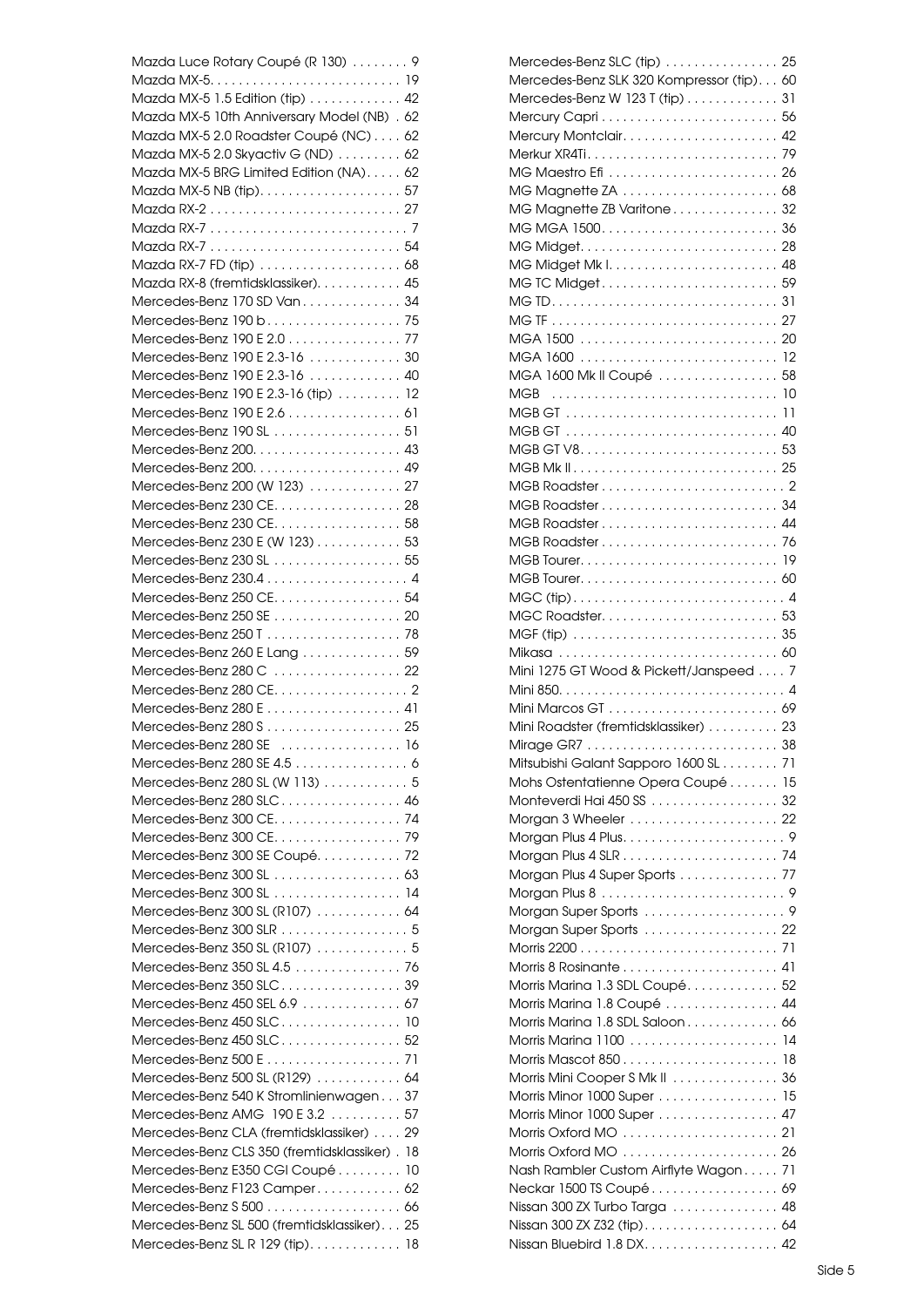Mazda Luce Rotary Coupé (R 130) . . . . . . . . 9
Mazda MX-5. . . . . . . . . . . . . . . . . . . . . . . . . . . 19
Mazda MX-5 1.5 Edition (tip) . . . . . . . . . . . . . 42
Mazda MX-5 10th Anniversary Model (NB) . 62
Mazda MX-5 2.0 Roadster Coupé (NC) . . . . 62
Mazda MX-5 2.0 Skyactiv G (ND) . . . . . . . . . 62
Mazda MX-5 BRG Limited Edition (NA). . . . . 62
Mazda MX-5 NB (tip). . . . . . . . . . . . . . . . . . . . 57
Mazda RX-2 . . . . . . . . . . . . . . . . . . . . . . . . . . . 27
Mazda RX-7 . . . . . . . . . . . . . . . . . . . . . . . . . . . . 7
Mazda RX-7 . . . . . . . . . . . . . . . . . . . . . . . . . . . 54
Mazda RX-7 FD (tip) . . . . . . . . . . . . . . . . . . . . 68
Mazda RX-8 (fremtidsklassiker). . . . . . . . . . . . 45
Mercedes-Benz 170 SD Van . . . . . . . . . . . . . . 34
Mercedes-Benz 190 b . . . . . . . . . . . . . . . . . . . 75
Mercedes-Benz 190 E 2.0 . . . . . . . . . . . . . . . . 77
Mercedes-Benz 190 E 2.3-16 . . . . . . . . . . . . . 30
Mercedes-Benz 190 E 2.3-16 . . . . . . . . . . . . . 40
Mercedes-Benz 190 E 2.3-16 (tip) . . . . . . . . . 12
Mercedes-Benz 190 E 2.6 . . . . . . . . . . . . . . . . 61
Mercedes-Benz 190 SL . . . . . . . . . . . . . . . . . . 51
Mercedes-Benz 200. . . . . . . . . . . . . . . . . . . . . 43
Mercedes-Benz 200. . . . . . . . . . . . . . . . . . . . . 49
Mercedes-Benz 200 (W 123) . . . . . . . . . . . . . 27
Mercedes-Benz 230 CE. . . . . . . . . . . . . . . . . . 28
Mercedes-Benz 230 CE. . . . . . . . . . . . . . . . . . 58
Mercedes-Benz 230 E (W 123) . . . . . . . . . . . . 53
Mercedes-Benz 230 SL . . . . . . . . . . . . . . . . . . 55
Mercedes-Benz 230.4 . . . . . . . . . . . . . . . . . . . . 4
Mercedes-Benz 250 CE. . . . . . . . . . . . . . . . . . 54
Mercedes-Benz 250 SE . . . . . . . . . . . . . . . . . . 20
Mercedes-Benz 250 T . . . . . . . . . . . . . . . . . . . 78
Mercedes-Benz 260 E Lang . . . . . . . . . . . . . . 59
Mercedes-Benz 280 C . . . . . . . . . . . . . . . . . . 22
Mercedes-Benz 280 CE. . . . . . . . . . . . . . . . . . . 2
Mercedes-Benz 280 E . . . . . . . . . . . . . . . . . . . 41
Mercedes-Benz 280 S . . . . . . . . . . . . . . . . . . . 25
Mercedes-Benz 280 SE . . . . . . . . . . . . . . . . . 16
Mercedes-Benz 280 SE 4.5 . . . . . . . . . . . . . . . 6
Mercedes-Benz 280 SL (W 113) . . . . . . . . . . . . 5
Mercedes-Benz 280 SLC . . . . . . . . . . . . . . . . . 46
Mercedes-Benz 300 CE. . . . . . . . . . . . . . . . . . 74
Mercedes-Benz 300 CE. . . . . . . . . . . . . . . . . . 79
Mercedes-Benz 300 SE Coupé. . . . . . . . . . . . 72
Mercedes-Benz 300 SL . . . . . . . . . . . . . . . . . . 63
Mercedes-Benz 300 SL . . . . . . . . . . . . . . . . . . 14
Mercedes-Benz 300 SL (R107) . . . . . . . . . . . . 64
Mercedes-Benz 300 SLR . . . . . . . . . . . . . . . . . . 5
Mercedes-Benz 350 SL (R107) . . . . . . . . . . . . . 5
Mercedes-Benz 350 SL 4.5 . . . . . . . . . . . . . . . 76
Mercedes-Benz 350 SLC . . . . . . . . . . . . . . . . . 39
Mercedes-Benz 450 SEL 6.9 . . . . . . . . . . . . . . 67
Mercedes-Benz 450 SLC . . . . . . . . . . . . . . . . . 10
Mercedes-Benz 450 SLC . . . . . . . . . . . . . . . . . 52
Mercedes-Benz 500 E . . . . . . . . . . . . . . . . . . . 71
Mercedes-Benz 500 SL (R129) . . . . . . . . . . . . 64
Mercedes-Benz 540 K Stromlinienwagen . . . 37
Mercedes-Benz AMG 190 E 3.2 . . . . . . . . . . 57
Mercedes-Benz CLA (fremtidsklassiker) . . . . 29
Mercedes-Benz CLS 350 (fremtidsklassiker) . 18
Mercedes-Benz E350 CGI Coupé . . . . . . . . . 10
Mercedes-Benz F123 Camper. . . . . . . . . . . . 62
Mercedes-Benz S 500 . . . . . . . . . . . . . . . . . . . 66
Mercedes-Benz SL 500 (fremtidsklassiker). . . 25
Mercedes-Benz SL R 129 (tip). . . . . . . . . . . . . 18
Mercedes-Benz SLC (tip) . . . . . . . . . . . . . . . . 25
Mercedes-Benz SLK 320 Kompressor (tip). . . 60
Mercedes-Benz W 123 T (tip) . . . . . . . . . . . . . 31
Mercury Capri . . . . . . . . . . . . . . . . . . . . . . . . . 56
Mercury Montclair. . . . . . . . . . . . . . . . . . . . . . 42
Merkur XR4Ti. . . . . . . . . . . . . . . . . . . . . . . . . . 79
MG Maestro Efi . . . . . . . . . . . . . . . . . . . . . . . . 26
MG Magnette ZA . . . . . . . . . . . . . . . . . . . . . . 68
MG Magnette ZB Varitone . . . . . . . . . . . . . . . 32
MG MGA 1500. . . . . . . . . . . . . . . . . . . . . . . . . 36
MG Midget. . . . . . . . . . . . . . . . . . . . . . . . . . . . 28
MG Midget Mk I. . . . . . . . . . . . . . . . . . . . . . . . 48
MG TC Midget . . . . . . . . . . . . . . . . . . . . . . . . . 59
MG TD. . . . . . . . . . . . . . . . . . . . . . . . . . . . . . . . 31
MG TF . . . . . . . . . . . . . . . . . . . . . . . . . . . . . . . . 27
MGA 1500 . . . . . . . . . . . . . . . . . . . . . . . . . . . . 20
MGA 1600 . . . . . . . . . . . . . . . . . . . . . . . . . . . . 12
MGA 1600 Mk II Coupé . . . . . . . . . . . . . . . . . 58
MGB . . . . . . . . . . . . . . . . . . . . . . . . . . . . . . . . 10
MGB GT . . . . . . . . . . . . . . . . . . . . . . . . . . . . . . 11
MGB GT . . . . . . . . . . . . . . . . . . . . . . . . . . . . . . 40
MGB GT V8. . . . . . . . . . . . . . . . . . . . . . . . . . . . 53
MGB Mk II . . . . . . . . . . . . . . . . . . . . . . . . . . . . . 25
MGB Roadster . . . . . . . . . . . . . . . . . . . . . . . . . . 2
MGB Roadster . . . . . . . . . . . . . . . . . . . . . . . . . 34
MGB Roadster . . . . . . . . . . . . . . . . . . . . . . . . . 44
MGB Roadster . . . . . . . . . . . . . . . . . . . . . . . . . 76
MGB Tourer. . . . . . . . . . . . . . . . . . . . . . . . . . . . 19
MGB Tourer. . . . . . . . . . . . . . . . . . . . . . . . . . . . 60
MGC (tip) . . . . . . . . . . . . . . . . . . . . . . . . . . . . . . 4
MGC Roadster. . . . . . . . . . . . . . . . . . . . . . . . . . 53
MGF (tip) . . . . . . . . . . . . . . . . . . . . . . . . . . . . . 35
Mikasa . . . . . . . . . . . . . . . . . . . . . . . . . . . . . . . 60
Mini 1275 GT Wood & Pickett/Janspeed . . . . 7
Mini 850. . . . . . . . . . . . . . . . . . . . . . . . . . . . . . . . 4
Mini Marcos GT . . . . . . . . . . . . . . . . . . . . . . . . 69
Mini Roadster (fremtidsklassiker) . . . . . . . . . . 23
Mirage GR7 . . . . . . . . . . . . . . . . . . . . . . . . . . . 38
Mitsubishi Galant Sapporo 1600 SL . . . . . . . . 71
Mohs Ostentatienne Opera Coupé . . . . . . . 15
Monteverdi Hai 450 SS . . . . . . . . . . . . . . . . . . 32
Morgan 3 Wheeler . . . . . . . . . . . . . . . . . . . . . 22
Morgan Plus 4 Plus. . . . . . . . . . . . . . . . . . . . . . . 9
Morgan Plus 4 SLR . . . . . . . . . . . . . . . . . . . . . . 74
Morgan Plus 4 Super Sports . . . . . . . . . . . . . . 77
Morgan Plus 8 . . . . . . . . . . . . . . . . . . . . . . . . . . 9
Morgan Super Sports . . . . . . . . . . . . . . . . . . . . 9
Morgan Super Sports . . . . . . . . . . . . . . . . . . . 22
Morris 2200 . . . . . . . . . . . . . . . . . . . . . . . . . . . 71
Morris 8 Rosinante . . . . . . . . . . . . . . . . . . . . . . 41
Morris Marina 1.3 SDL Coupé. . . . . . . . . . . . . 52
Morris Marina 1.8 Coupé . . . . . . . . . . . . . . . . 44
Morris Marina 1.8 SDL Saloon . . . . . . . . . . . . . 66
Morris Marina 1100 . . . . . . . . . . . . . . . . . . . . . 14
Morris Mascot 850 . . . . . . . . . . . . . . . . . . . . . . 18
Morris Mini Cooper S Mk II . . . . . . . . . . . . . . . 36
Morris Minor 1000 Super . . . . . . . . . . . . . . . . . 15
Morris Minor 1000 Super . . . . . . . . . . . . . . . . . 47
Morris Oxford MO . . . . . . . . . . . . . . . . . . . . . . 21
Morris Oxford MO . . . . . . . . . . . . . . . . . . . . . . 26
Nash Rambler Custom Airflyte Wagon . . . . . 71
Neckar 1500 TS Coupé . . . . . . . . . . . . . . . . . . 69
Nissan 300 ZX Turbo Targa . . . . . . . . . . . . . . . 48
Nissan 300 ZX Z32 (tip). . . . . . . . . . . . . . . . . . . 64
Nissan Bluebird 1.8 DX. . . . . . . . . . . . . . . . . . . 42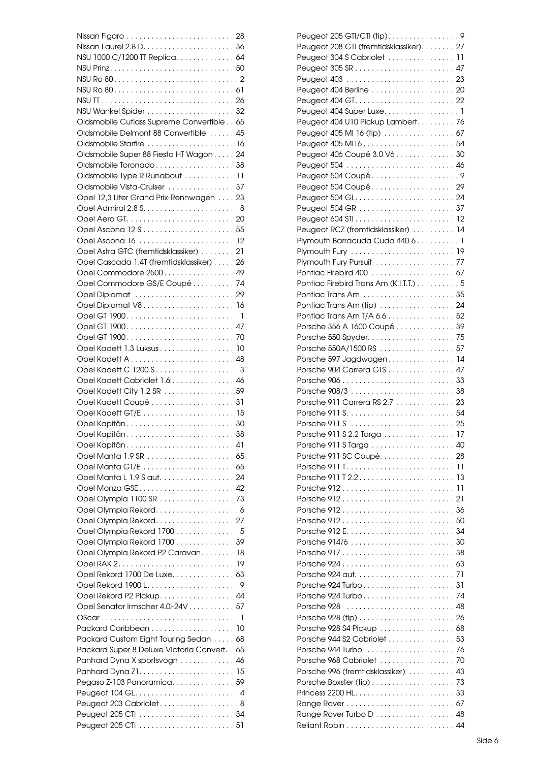Nissan Figaro . . . . . . . . . . . . . . . . . . . . . . . . . . 28
Nissan Laurel 2.8 D. . . . . . . . . . . . . . . . . . . . . . 36
NSU 1000 C/1200 TT Replica. . . . . . . . . . . . . . 64
NSU Prinz. . . . . . . . . . . . . . . . . . . . . . . . . . . . . . 50
NSU Ro 80. . . . . . . . . . . . . . . . . . . . . . . . . . . . . 2
NSU Ro 80. . . . . . . . . . . . . . . . . . . . . . . . . . . . . 61
NSU TT . . . . . . . . . . . . . . . . . . . . . . . . . . . . . . . 26
NSU Wankel Spider . . . . . . . . . . . . . . . . . . . . . 32
Oldsmobile Cutlass Supreme Convertible . . 65
Oldsmobile Delmont 88 Convertible . . . . . . 45
Oldsmobile Starfire . . . . . . . . . . . . . . . . . . . . . 16
Oldsmobile Super 88 Fiesta HT Wagon . . . . . 24
Oldsmobile Toronado . . . . . . . . . . . . . . . . . . . 38
Oldsmobile Type R Runabout . . . . . . . . . . . . 11
Oldsmobile Vista-Cruiser . . . . . . . . . . . . . . . . 37
Opel 12,3 Liter Grand Prix-Rennwagen . . . . 23
Opel Admiral 2.8 S. . . . . . . . . . . . . . . . . . . . . . . 8
Opel Aero GT. . . . . . . . . . . . . . . . . . . . . . . . . . 20
Opel Ascona 12 S . . . . . . . . . . . . . . . . . . . . . . 55
Opel Ascona 16 . . . . . . . . . . . . . . . . . . . . . . . 12
Opel Astra GTC (fremtidsklassiker) . . . . . . . . 21
Opel Cascada 1.4T (fremtidsklassiker) . . . . . 26
Opel Commodore 2500 . . . . . . . . . . . . . . . . . 49
Opel Commodore GS/E Coupé . . . . . . . . . . 74
Opel Diplomat . . . . . . . . . . . . . . . . . . . . . . . . 29
Opel Diplomat V8 . . . . . . . . . . . . . . . . . . . . . . 16
Opel GT 1900 . . . . . . . . . . . . . . . . . . . . . . . . . . . 1
Opel GT 1900 . . . . . . . . . . . . . . . . . . . . . . . . . . 47
Opel GT 1900 . . . . . . . . . . . . . . . . . . . . . . . . . . 70
Opel Kadett 1.3 Luksus . . . . . . . . . . . . . . . . . . 10
Opel Kadett A . . . . . . . . . . . . . . . . . . . . . . . . . 48
Opel Kadett C 1200 S . . . . . . . . . . . . . . . . . . . . 3
Opel Kadett Cabriolet 1.6i. . . . . . . . . . . . . . . 46
Opel Kadett City 1.2 SR . . . . . . . . . . . . . . . . . 59
Opel Kadett Coupé . . . . . . . . . . . . . . . . . . . . 31
Opel Kadett GT/E . . . . . . . . . . . . . . . . . . . . . . 15
Opel Kapitän . . . . . . . . . . . . . . . . . . . . . . . . . . 30
Opel Kapitän . . . . . . . . . . . . . . . . . . . . . . . . . . 38
Opel Kapitän . . . . . . . . . . . . . . . . . . . . . . . . . . 41
Opel Manta 1.9 SR . . . . . . . . . . . . . . . . . . . . . 65
Opel Manta GT/E . . . . . . . . . . . . . . . . . . . . . . 65
Opel Manta L 1.9 S aut. . . . . . . . . . . . . . . . . . 24
Opel Monza GSE . . . . . . . . . . . . . . . . . . . . . . . 42
Opel Olympia 1100 SR . . . . . . . . . . . . . . . . . . 73
Opel Olympia Rekord. . . . . . . . . . . . . . . . . . . . 6
Opel Olympia Rekord. . . . . . . . . . . . . . . . . . . 27
Opel Olympia Rekord 1700 . . . . . . . . . . . . . . . 5
Opel Olympia Rekord 1700 . . . . . . . . . . . . . . 39
Opel Olympia Rekord P2 Caravan . . . . . . . . 18
Opel RAK 2. . . . . . . . . . . . . . . . . . . . . . . . . . . . 19
Opel Rekord 1700 De Luxe. . . . . . . . . . . . . . . 63
Opel Rekord 1900 L. . . . . . . . . . . . . . . . . . . . . . 9
Opel Rekord P2 Pickup. . . . . . . . . . . . . . . . . . 44
Opel Senator Irmscher 4.0i-24V . . . . . . . . . . . 57
OScar . . . . . . . . . . . . . . . . . . . . . . . . . . . . . . . . . 1
Packard Caribbean . . . . . . . . . . . . . . . . . . . . 10
Packard Custom Eight Touring Sedan . . . . . 68
Packard Super 8 Deluxe Victoria Convert. . 65
Panhard Dyna X sportsvogn . . . . . . . . . . . . . 46
Panhard Dyna Z1. . . . . . . . . . . . . . . . . . . . . . . 15
Pegaso Z-103 Panoramica. . . . . . . . . . . . . . . 59
Peugeot 104 GL. . . . . . . . . . . . . . . . . . . . . . . . . 4
Peugeot 203 Cabriolet . . . . . . . . . . . . . . . . . . . 8
Peugeot 205 CTI . . . . . . . . . . . . . . . . . . . . . . . 34
Peugeot 205 CTI . . . . . . . . . . . . . . . . . . . . . . . 51
Peugeot 205 GTI/CTI (tip). . . . . . . . . . . . . . . . . 9
Peugeot 208 GTi (fremtidsklassiker). . . . . . . . 27
Peugeot 304 S Cabriolet . . . . . . . . . . . . . . . . 11
Peugeot 305 SR . . . . . . . . . . . . . . . . . . . . . . . . 47
Peugeot 403 . . . . . . . . . . . . . . . . . . . . . . . . . . 23
Peugeot 404 Berline . . . . . . . . . . . . . . . . . . . . 20
Peugeot 404 GT. . . . . . . . . . . . . . . . . . . . . . . . 22
Peugeot 404 Super Luxe. . . . . . . . . . . . . . . . . . 1
Peugeot 404 U10 Pickup Lambert. . . . . . . . . 76
Peugeot 405 MI 16 (tip) . . . . . . . . . . . . . . . . . 67
Peugeot 405 MI16 . . . . . . . . . . . . . . . . . . . . . . 54
Peugeot 406 Coupé 3.0 V6 . . . . . . . . . . . . . . 30
Peugeot 504 . . . . . . . . . . . . . . . . . . . . . . . . . . 46
Peugeot 504 Coupé . . . . . . . . . . . . . . . . . . . . . 9
Peugeot 504 Coupé . . . . . . . . . . . . . . . . . . . . 29
Peugeot 504 GL. . . . . . . . . . . . . . . . . . . . . . . . 24
Peugeot 504 GR . . . . . . . . . . . . . . . . . . . . . . . 37
Peugeot 604 STI . . . . . . . . . . . . . . . . . . . . . . . . 12
Peugeot RCZ (fremtidsklassiker) . . . . . . . . . . 14
Plymouth Barracuda Cuda 440-6 . . . . . . . . . . 1
Plymouth Fury . . . . . . . . . . . . . . . . . . . . . . . . . 19
Plymouth Fury Pursuit . . . . . . . . . . . . . . . . . . . 77
Pontiac Firebird 400 . . . . . . . . . . . . . . . . . . . . 67
Pontiac Firebird Trans Am (K.I.T.T.) . . . . . . . . . . 5
Pontiac Trans Am . . . . . . . . . . . . . . . . . . . . . . 35
Pontiac Trans Am (tip) . . . . . . . . . . . . . . . . . . 24
Pontiac Trans Am T/A 6.6 . . . . . . . . . . . . . . . . 52
Porsche 356 A 1600 Coupé . . . . . . . . . . . . . . 39
Porsche 550 Spyder. . . . . . . . . . . . . . . . . . . . . 75
Porsche 550A/1500 RS . . . . . . . . . . . . . . . . . . 57
Porsche 597 Jagdwagen . . . . . . . . . . . . . . . . 14
Porsche 904 Carrera GTS . . . . . . . . . . . . . . . . 47
Porsche 906 . . . . . . . . . . . . . . . . . . . . . . . . . . . 33
Porsche 908/3 . . . . . . . . . . . . . . . . . . . . . . . . . 38
Porsche 911 Carrera RS 2.7 . . . . . . . . . . . . . . 23
Porsche 911 S. . . . . . . . . . . . . . . . . . . . . . . . . . 54
Porsche 911 S . . . . . . . . . . . . . . . . . . . . . . . . . 25
Porsche 911 S 2.2 Targa . . . . . . . . . . . . . . . . . 17
Porsche 911 S Targa . . . . . . . . . . . . . . . . . . . . 40
Porsche 911 SC Coupé. . . . . . . . . . . . . . . . . . 28
Porsche 911 T. . . . . . . . . . . . . . . . . . . . . . . . . . 11
Porsche 911 T 2.2 . . . . . . . . . . . . . . . . . . . . . . . 13
Porsche 912 . . . . . . . . . . . . . . . . . . . . . . . . . . . 11
Porsche 912 . . . . . . . . . . . . . . . . . . . . . . . . . . . 21
Porsche 912 . . . . . . . . . . . . . . . . . . . . . . . . . . . 36
Porsche 912 . . . . . . . . . . . . . . . . . . . . . . . . . . . 50
Porsche 912 E. . . . . . . . . . . . . . . . . . . . . . . . . . 34
Porsche 914/6 . . . . . . . . . . . . . . . . . . . . . . . . . 30
Porsche 917 . . . . . . . . . . . . . . . . . . . . . . . . . . . 38
Porsche 924 . . . . . . . . . . . . . . . . . . . . . . . . . . . 63
Porsche 924 aut. . . . . . . . . . . . . . . . . . . . . . . . 71
Porsche 924 Turbo . . . . . . . . . . . . . . . . . . . . . . 31
Porsche 924 Turbo . . . . . . . . . . . . . . . . . . . . . . 74
Porsche 928 . . . . . . . . . . . . . . . . . . . . . . . . . . 48
Porsche 928 (tip) . . . . . . . . . . . . . . . . . . . . . . . 26
Porsche 928 S4 Pickup . . . . . . . . . . . . . . . . . . 68
Porsche 944 S2 Cabriolet . . . . . . . . . . . . . . . . 53
Porsche 944 Turbo . . . . . . . . . . . . . . . . . . . . . 76
Porsche 968 Cabriolet . . . . . . . . . . . . . . . . . . 70
Porsche 996 (fremtidsklassiker) . . . . . . . . . . . 43
Porsche Boxster (tip) . . . . . . . . . . . . . . . . . . . . 73
Princess 2200 HL. . . . . . . . . . . . . . . . . . . . . . . . 33
Range Rover . . . . . . . . . . . . . . . . . . . . . . . . . . 67
Range Rover Turbo D . . . . . . . . . . . . . . . . . . . 48
Reliant Robin . . . . . . . . . . . . . . . . . . . . . . . . . . 44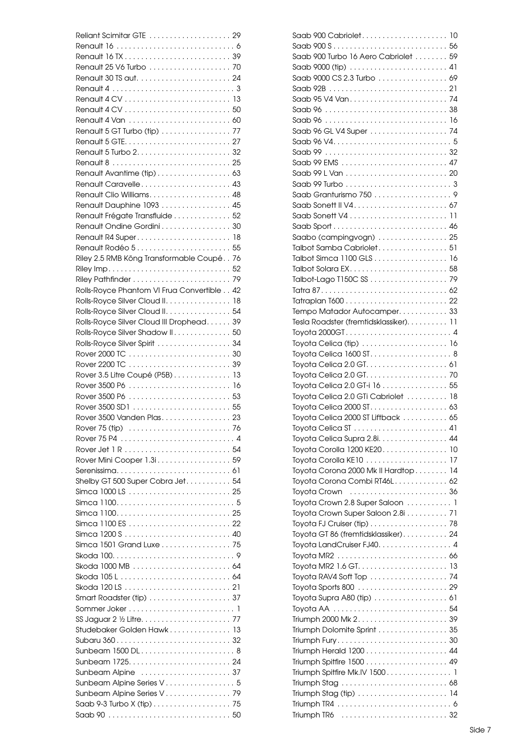Reliant Scimitar GTE . . . . . . . . . . . . . . . . . . . . 29
Renault 16 . . . . . . . . . . . . . . . . . . . . . . . . . . . . 6
Renault 16 TX . . . . . . . . . . . . . . . . . . . . . . . . . 39
Renault 25 V6 Turbo . . . . . . . . . . . . . . . . . . . . 70
Renault 30 TS aut. . . . . . . . . . . . . . . . . . . . . . . 24
Renault 4 . . . . . . . . . . . . . . . . . . . . . . . . . . . . . 3
Renault 4 CV . . . . . . . . . . . . . . . . . . . . . . . . . . 13
Renault 4 CV . . . . . . . . . . . . . . . . . . . . . . . . . . 50
Renault 4 Van . . . . . . . . . . . . . . . . . . . . . . . . . 60
Renault 5 GT Turbo (tip) . . . . . . . . . . . . . . . . . 77
Renault 5 GTE. . . . . . . . . . . . . . . . . . . . . . . . . . 27
Renault 5 Turbo 2. . . . . . . . . . . . . . . . . . . . . . . 32
Renault 8 . . . . . . . . . . . . . . . . . . . . . . . . . . . . . 25
Renault Avantime (tip) . . . . . . . . . . . . . . . . . . . 63
Renault Caravelle . . . . . . . . . . . . . . . . . . . . . . . 43
Renault Clio Williams. . . . . . . . . . . . . . . . . . . . . 48
Renault Dauphine 1093 . . . . . . . . . . . . . . . . . . 45
Renault Frégate Transfluide . . . . . . . . . . . . . . . 52
Renault Ondine Gordini . . . . . . . . . . . . . . . . . . 30
Renault R4 Super . . . . . . . . . . . . . . . . . . . . . . . 18
Renault Rodéo 5 . . . . . . . . . . . . . . . . . . . . . . . 55
Riley 2.5 RMB Köng Transformable Coupé . . 76
Riley Imp. . . . . . . . . . . . . . . . . . . . . . . . . . . . . . 52
Riley Pathfinder . . . . . . . . . . . . . . . . . . . . . . . . 79
Rolls-Royce Phantom VI Frua Convertible . . 42
Rolls-Royce Silver Cloud II. . . . . . . . . . . . . . . . 18
Rolls-Royce Silver Cloud II. . . . . . . . . . . . . . . . 54
Rolls-Royce Silver Cloud III Drophead. . . . . . 39
Rolls-Royce Silver Shadow II . . . . . . . . . . . . . . 50
Rolls-Royce Silver Spirit . . . . . . . . . . . . . . . . . . 34
Rover 2000 TC . . . . . . . . . . . . . . . . . . . . . . . . . 30
Rover 2200 TC . . . . . . . . . . . . . . . . . . . . . . . . . 39
Rover 3.5 Litre Coupé (P5B) . . . . . . . . . . . . . . 13
Rover 3500 P6 . . . . . . . . . . . . . . . . . . . . . . . . . 16
Rover 3500 P6 . . . . . . . . . . . . . . . . . . . . . . . . . 53
Rover 3500 SD1 . . . . . . . . . . . . . . . . . . . . . . . . 55
Rover 3500 Vanden Plas. . . . . . . . . . . . . . . . . 23
Rover 75 (tip) . . . . . . . . . . . . . . . . . . . . . . . . . 76
Rover 75 P4 . . . . . . . . . . . . . . . . . . . . . . . . . . . . 4
Rover Jet 1 R . . . . . . . . . . . . . . . . . . . . . . . . . . 54
Rover Mini Cooper 1.3i . . . . . . . . . . . . . . . . . . 59
Serenissima. . . . . . . . . . . . . . . . . . . . . . . . . . . . 61
Shelby GT 500 Super Cobra Jet . . . . . . . . . . . 54
Simca 1000 LS . . . . . . . . . . . . . . . . . . . . . . . . . 25
Simca 1100. . . . . . . . . . . . . . . . . . . . . . . . . . . . . 5
Simca 1100. . . . . . . . . . . . . . . . . . . . . . . . . . . . 25
Simca 1100 ES . . . . . . . . . . . . . . . . . . . . . . . . . 22
Simca 1200 S . . . . . . . . . . . . . . . . . . . . . . . . . . 40
Simca 1501 Grand Luxe . . . . . . . . . . . . . . . . . 75
Skoda 100. . . . . . . . . . . . . . . . . . . . . . . . . . . . . . 9
Skoda 1000 MB . . . . . . . . . . . . . . . . . . . . . . . . 64
Skoda 105 L . . . . . . . . . . . . . . . . . . . . . . . . . . . 64
Skoda 120 LS . . . . . . . . . . . . . . . . . . . . . . . . . . 21
Smart Roadster (tip) . . . . . . . . . . . . . . . . . . . . 37
Sommer Joker . . . . . . . . . . . . . . . . . . . . . . . . . . 1
SS Jaguar 2 ½ Litre. . . . . . . . . . . . . . . . . . . . . . 77
Studebaker Golden Hawk . . . . . . . . . . . . . . . 13
Subaru 360 . . . . . . . . . . . . . . . . . . . . . . . . . . . . 32
Sunbeam 1500 DL . . . . . . . . . . . . . . . . . . . . . . . 8
Sunbeam 1725. . . . . . . . . . . . . . . . . . . . . . . . . 24
Sunbeam Alpine . . . . . . . . . . . . . . . . . . . . . . . 37
Sunbeam Alpine Series V . . . . . . . . . . . . . . . . . 5
Sunbeam Alpine Series V . . . . . . . . . . . . . . . . 79
Saab 9-3 Turbo X (tip) . . . . . . . . . . . . . . . . . . . 75
Saab 90 . . . . . . . . . . . . . . . . . . . . . . . . . . . . . . 50
Saab 900 Cabriolet . . . . . . . . . . . . . . . . . . . . . 10
Saab 900 S . . . . . . . . . . . . . . . . . . . . . . . . . . . . 56
Saab 900 Turbo 16 Aero Cabriolet . . . . . . . . 59
Saab 9000 (tip) . . . . . . . . . . . . . . . . . . . . . . . . 41
Saab 9000 CS 2.3 Turbo . . . . . . . . . . . . . . . . . 69
Saab 92B . . . . . . . . . . . . . . . . . . . . . . . . . . . . . 21
Saab 95 V4 Van . . . . . . . . . . . . . . . . . . . . . . . . 74
Saab 96 . . . . . . . . . . . . . . . . . . . . . . . . . . . . . . 38
Saab 96 . . . . . . . . . . . . . . . . . . . . . . . . . . . . . . 16
Saab 96 GL V4 Super . . . . . . . . . . . . . . . . . . . 74
Saab 96 V4. . . . . . . . . . . . . . . . . . . . . . . . . . . . . 5
Saab 99 . . . . . . . . . . . . . . . . . . . . . . . . . . . . . . 32
Saab 99 EMS . . . . . . . . . . . . . . . . . . . . . . . . . . 47
Saab 99 L Van . . . . . . . . . . . . . . . . . . . . . . . . . 20
Saab 99 Turbo . . . . . . . . . . . . . . . . . . . . . . . . . . 3
Saab Granturismo 750 . . . . . . . . . . . . . . . . . . . 9
Saab Sonett II V4. . . . . . . . . . . . . . . . . . . . . . . 67
Saab Sonett V4 . . . . . . . . . . . . . . . . . . . . . . . . 11
Saab Sport . . . . . . . . . . . . . . . . . . . . . . . . . . . . 46
Saabo (campingvogn) . . . . . . . . . . . . . . . . . 25
Talbot Samba Cabriolet. . . . . . . . . . . . . . . . . 51
Talbot Simca 1100 GLS . . . . . . . . . . . . . . . . . . 16
Talbot Solara EX. . . . . . . . . . . . . . . . . . . . . . . . 58
Talbot-Lago T150C SS . . . . . . . . . . . . . . . . . . . 79
Tatra 87 . . . . . . . . . . . . . . . . . . . . . . . . . . . . . . 62
Tatraplan T600 . . . . . . . . . . . . . . . . . . . . . . . . . 22
Tempo Matador Autocamper. . . . . . . . . . . . 33
Tesla Roadster (fremtidsklassiker). . . . . . . . . . 11
Toyota 2000GT. . . . . . . . . . . . . . . . . . . . . . . . . . 4
Toyota Celica (tip) . . . . . . . . . . . . . . . . . . . . . 16
Toyota Celica 1600 ST. . . . . . . . . . . . . . . . . . . . 8
Toyota Celica 2.0 GT. . . . . . . . . . . . . . . . . . . . 61
Toyota Celica 2.0 GT. . . . . . . . . . . . . . . . . . . . 70
Toyota Celica 2.0 GT-i 16 . . . . . . . . . . . . . . . . 55
Toyota Celica 2.0 GTi Cabriolet . . . . . . . . . . 18
Toyota Celica 2000 ST. . . . . . . . . . . . . . . . . . . 63
Toyota Celica 2000 ST Liftback . . . . . . . . . . . 65
Toyota Celica ST . . . . . . . . . . . . . . . . . . . . . . . 41
Toyota Celica Supra 2.8i. . . . . . . . . . . . . . . . . 44
Toyota Corolla 1200 KE20. . . . . . . . . . . . . . . . 10
Toyota Corolla KE10 . . . . . . . . . . . . . . . . . . . . 17
Toyota Corona 2000 Mk II Hardtop . . . . . . . . 14
Toyota Corona Combi RT46L. . . . . . . . . . . . . 62
Toyota Crown . . . . . . . . . . . . . . . . . . . . . . . . . 36
Toyota Crown 2.8 Super Saloon . . . . . . . . . . . 1
Toyota Crown Super Saloon 2.8i . . . . . . . . . . 71
Toyota FJ Cruiser (tip) . . . . . . . . . . . . . . . . . . . 78
Toyota GT 86 (fremtidsklassiker). . . . . . . . . . . 24
Toyota LandCruiser FJ40. . . . . . . . . . . . . . . . . . 4
Toyota MR2 . . . . . . . . . . . . . . . . . . . . . . . . . . . 66
Toyota MR2 1.6 GT. . . . . . . . . . . . . . . . . . . . . . 13
Toyota RAV4 Soft Top . . . . . . . . . . . . . . . . . . . 74
Toyota Sports 800 . . . . . . . . . . . . . . . . . . . . . . 29
Toyota Supra A80 (tip) . . . . . . . . . . . . . . . . . . 61
Toyota AA . . . . . . . . . . . . . . . . . . . . . . . . . . . . 54
Triumph 2000 Mk 2. . . . . . . . . . . . . . . . . . . . . . 39
Triumph Dolomite Sprint . . . . . . . . . . . . . . . . . 35
Triumph Fury. . . . . . . . . . . . . . . . . . . . . . . . . . . 30
Triumph Herald 1200 . . . . . . . . . . . . . . . . . . . . 44
Triumph Spitfire 1500 . . . . . . . . . . . . . . . . . . . . 49
Triumph Spitfire Mk.IV 1500 . . . . . . . . . . . . . . . . 1
Triumph Stag . . . . . . . . . . . . . . . . . . . . . . . . . . 68
Triumph Stag (tip) . . . . . . . . . . . . . . . . . . . . . . 14
Triumph TR4 . . . . . . . . . . . . . . . . . . . . . . . . . . . 6
Triumph TR6 . . . . . . . . . . . . . . . . . . . . . . . . . . 32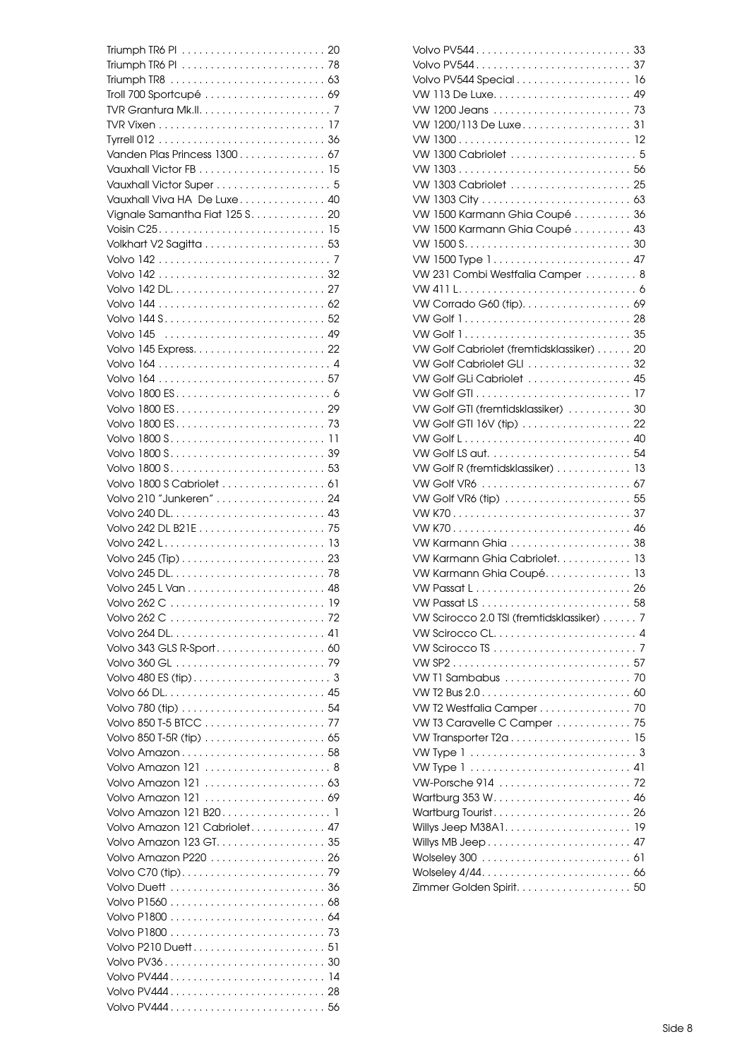Triumph TR6 PI . . . . . . . . . . . . . . . . . . . . . . . . . 20
Triumph TR6 PI . . . . . . . . . . . . . . . . . . . . . . . . . 78
Triumph TR8 . . . . . . . . . . . . . . . . . . . . . . . . . . . 63
Troll 700 Sportcupé . . . . . . . . . . . . . . . . . . . . . 69
TVR Grantura Mk.II. . . . . . . . . . . . . . . . . . . . . . . 7
TVR Vixen . . . . . . . . . . . . . . . . . . . . . . . . . . . . . 17
Tyrrell 012 . . . . . . . . . . . . . . . . . . . . . . . . . . . . . 36
Vanden Plas Princess 1300 . . . . . . . . . . . . . . . 67
Vauxhall Victor FB . . . . . . . . . . . . . . . . . . . . . . 15
Vauxhall Victor Super . . . . . . . . . . . . . . . . . . . . 5
Vauxhall Viva HA De Luxe . . . . . . . . . . . . . . . 40
Vignale Samantha Fiat 125 S. . . . . . . . . . . . . 20
Voisin C25. . . . . . . . . . . . . . . . . . . . . . . . . . . . . 15
Volkhart V2 Sagitta . . . . . . . . . . . . . . . . . . . . . 53
Volvo 142 . . . . . . . . . . . . . . . . . . . . . . . . . . . . . . 7
Volvo 142 . . . . . . . . . . . . . . . . . . . . . . . . . . . . . 32
Volvo 142 DL. . . . . . . . . . . . . . . . . . . . . . . . . . . 27
Volvo 144 . . . . . . . . . . . . . . . . . . . . . . . . . . . . . 62
Volvo 144 S . . . . . . . . . . . . . . . . . . . . . . . . . . . . 52
Volvo 145 . . . . . . . . . . . . . . . . . . . . . . . . . . . . 49
Volvo 145 Express. . . . . . . . . . . . . . . . . . . . . . . 22
Volvo 164 . . . . . . . . . . . . . . . . . . . . . . . . . . . . . . 4
Volvo 164 . . . . . . . . . . . . . . . . . . . . . . . . . . . . . 57
Volvo 1800 ES . . . . . . . . . . . . . . . . . . . . . . . . . . . 6
Volvo 1800 ES . . . . . . . . . . . . . . . . . . . . . . . . . . 29
Volvo 1800 ES . . . . . . . . . . . . . . . . . . . . . . . . . . 73
Volvo 1800 S . . . . . . . . . . . . . . . . . . . . . . . . . . . 11
Volvo 1800 S . . . . . . . . . . . . . . . . . . . . . . . . . . . 39
Volvo 1800 S . . . . . . . . . . . . . . . . . . . . . . . . . . . 53
Volvo 1800 S Cabriolet . . . . . . . . . . . . . . . . . . 61
Volvo 210 "Junkeren" . . . . . . . . . . . . . . . . . . . 24
Volvo 240 DL. . . . . . . . . . . . . . . . . . . . . . . . . . . 43
Volvo 242 DL B21E . . . . . . . . . . . . . . . . . . . . . . 75
Volvo 242 L . . . . . . . . . . . . . . . . . . . . . . . . . . . . 13
Volvo 245 (Tip) . . . . . . . . . . . . . . . . . . . . . . . . . 23
Volvo 245 DL. . . . . . . . . . . . . . . . . . . . . . . . . . . 78
Volvo 245 L Van . . . . . . . . . . . . . . . . . . . . . . . . 48
Volvo 262 C . . . . . . . . . . . . . . . . . . . . . . . . . . . 19
Volvo 262 C . . . . . . . . . . . . . . . . . . . . . . . . . . . 72
Volvo 264 DL. . . . . . . . . . . . . . . . . . . . . . . . . . . 41
Volvo 343 GLS R-Sport . . . . . . . . . . . . . . . . . . . 60
Volvo 360 GL . . . . . . . . . . . . . . . . . . . . . . . . . . 79
Volvo 480 ES (tip) . . . . . . . . . . . . . . . . . . . . . . . . 3
Volvo 66 DL. . . . . . . . . . . . . . . . . . . . . . . . . . . . 45
Volvo 780 (tip) . . . . . . . . . . . . . . . . . . . . . . . . . 54
Volvo 850 T-5 BTCC . . . . . . . . . . . . . . . . . . . . . 77
Volvo 850 T-5R (tip) . . . . . . . . . . . . . . . . . . . . . 65
Volvo Amazon . . . . . . . . . . . . . . . . . . . . . . . . . 58
Volvo Amazon 121 . . . . . . . . . . . . . . . . . . . . . . 8
Volvo Amazon 121 . . . . . . . . . . . . . . . . . . . . . 63
Volvo Amazon 121 . . . . . . . . . . . . . . . . . . . . . 69
Volvo Amazon 121 B20 . . . . . . . . . . . . . . . . . . . 1
Volvo Amazon 121 Cabriolet. . . . . . . . . . . . . 47
Volvo Amazon 123 GT. . . . . . . . . . . . . . . . . . . 35
Volvo Amazon P220 . . . . . . . . . . . . . . . . . . . . 26
Volvo C70 (tip). . . . . . . . . . . . . . . . . . . . . . . . . 79
Volvo Duett . . . . . . . . . . . . . . . . . . . . . . . . . . . 36
Volvo P1560 . . . . . . . . . . . . . . . . . . . . . . . . . . . 68
Volvo P1800 . . . . . . . . . . . . . . . . . . . . . . . . . . . 64
Volvo P1800 . . . . . . . . . . . . . . . . . . . . . . . . . . . 73
Volvo P210 Duett . . . . . . . . . . . . . . . . . . . . . . . 51
Volvo PV36 . . . . . . . . . . . . . . . . . . . . . . . . . . . . 30
Volvo PV444 . . . . . . . . . . . . . . . . . . . . . . . . . . . 14
Volvo PV444 . . . . . . . . . . . . . . . . . . . . . . . . . . . 28
Volvo PV444 . . . . . . . . . . . . . . . . . . . . . . . . . . . 56
Volvo PV544 . . . . . . . . . . . . . . . . . . . . . . . . . . . 33
Volvo PV544 . . . . . . . . . . . . . . . . . . . . . . . . . . . 37
Volvo PV544 Special . . . . . . . . . . . . . . . . . . . . 16
VW 113 De Luxe. . . . . . . . . . . . . . . . . . . . . . . . 49
VW 1200 Jeans . . . . . . . . . . . . . . . . . . . . . . . . 73
VW 1200/113 De Luxe . . . . . . . . . . . . . . . . . . . 31
VW 1300 . . . . . . . . . . . . . . . . . . . . . . . . . . . . . . 12
VW 1300 Cabriolet . . . . . . . . . . . . . . . . . . . . . . 5
VW 1303 . . . . . . . . . . . . . . . . . . . . . . . . . . . . . . 56
VW 1303 Cabriolet . . . . . . . . . . . . . . . . . . . . . 25
VW 1303 City . . . . . . . . . . . . . . . . . . . . . . . . . . 63
VW 1500 Karmann Ghia Coupé . . . . . . . . . . 36
VW 1500 Karmann Ghia Coupé . . . . . . . . . . 43
VW 1500 S. . . . . . . . . . . . . . . . . . . . . . . . . . . . . 30
VW 1500 Type 1 . . . . . . . . . . . . . . . . . . . . . . . . 47
VW 231 Combi Westfalia Camper . . . . . . . . . 8
VW 411 L. . . . . . . . . . . . . . . . . . . . . . . . . . . . . . . 6
VW Corrado G60 (tip). . . . . . . . . . . . . . . . . . . 69
VW Golf 1 . . . . . . . . . . . . . . . . . . . . . . . . . . . . . 28
VW Golf 1 . . . . . . . . . . . . . . . . . . . . . . . . . . . . . 35
VW Golf Cabriolet (fremtidsklassiker) . . . . . . 20
VW Golf Cabriolet GLI . . . . . . . . . . . . . . . . . . 32
VW Golf GLi Cabriolet . . . . . . . . . . . . . . . . . . 45
VW Golf GTI . . . . . . . . . . . . . . . . . . . . . . . . . . . 17
VW Golf GTI (fremtidsklassiker) . . . . . . . . . . . 30
VW Golf GTI 16V (tip) . . . . . . . . . . . . . . . . . . . 22
VW Golf L . . . . . . . . . . . . . . . . . . . . . . . . . . . . . 40
VW Golf LS aut. . . . . . . . . . . . . . . . . . . . . . . . . 54
VW Golf R (fremtidsklassiker) . . . . . . . . . . . . . 13
VW Golf VR6 . . . . . . . . . . . . . . . . . . . . . . . . . . 67
VW Golf VR6 (tip) . . . . . . . . . . . . . . . . . . . . . . 55
VW K70 . . . . . . . . . . . . . . . . . . . . . . . . . . . . . . . 37
VW K70 . . . . . . . . . . . . . . . . . . . . . . . . . . . . . . . 46
VW Karmann Ghia . . . . . . . . . . . . . . . . . . . . . 38
VW Karmann Ghia Cabriolet. . . . . . . . . . . . . 13
VW Karmann Ghia Coupé. . . . . . . . . . . . . . . 13
VW Passat L . . . . . . . . . . . . . . . . . . . . . . . . . . . 26
VW Passat LS . . . . . . . . . . . . . . . . . . . . . . . . . . 58
VW Scirocco 2.0 TSI (fremtidsklassiker) . . . . . . 7
VW Scirocco CL. . . . . . . . . . . . . . . . . . . . . . . . . 4
VW Scirocco TS . . . . . . . . . . . . . . . . . . . . . . . . . 7
VW SP2 . . . . . . . . . . . . . . . . . . . . . . . . . . . . . . . 57
VW T1 Sambabus . . . . . . . . . . . . . . . . . . . . . . 70
VW T2 Bus 2.0 . . . . . . . . . . . . . . . . . . . . . . . . . . 60
VW T2 Westfalia Camper . . . . . . . . . . . . . . . . 70
VW T3 Caravelle C Camper . . . . . . . . . . . . . 75
VW Transporter T2a . . . . . . . . . . . . . . . . . . . . . 15
VW Type 1 . . . . . . . . . . . . . . . . . . . . . . . . . . . . . 3
VW Type 1 . . . . . . . . . . . . . . . . . . . . . . . . . . . . 41
VW-Porsche 914 . . . . . . . . . . . . . . . . . . . . . . . 72
Wartburg 353 W. . . . . . . . . . . . . . . . . . . . . . . . 46
Wartburg Tourist. . . . . . . . . . . . . . . . . . . . . . . . 26
Willys Jeep M38A1. . . . . . . . . . . . . . . . . . . . . . 19
Willys MB Jeep . . . . . . . . . . . . . . . . . . . . . . . . . 47
Wolseley 300 . . . . . . . . . . . . . . . . . . . . . . . . . . 61
Wolseley 4/44. . . . . . . . . . . . . . . . . . . . . . . . . . 66
Zimmer Golden Spirit. . . . . . . . . . . . . . . . . . . . 50